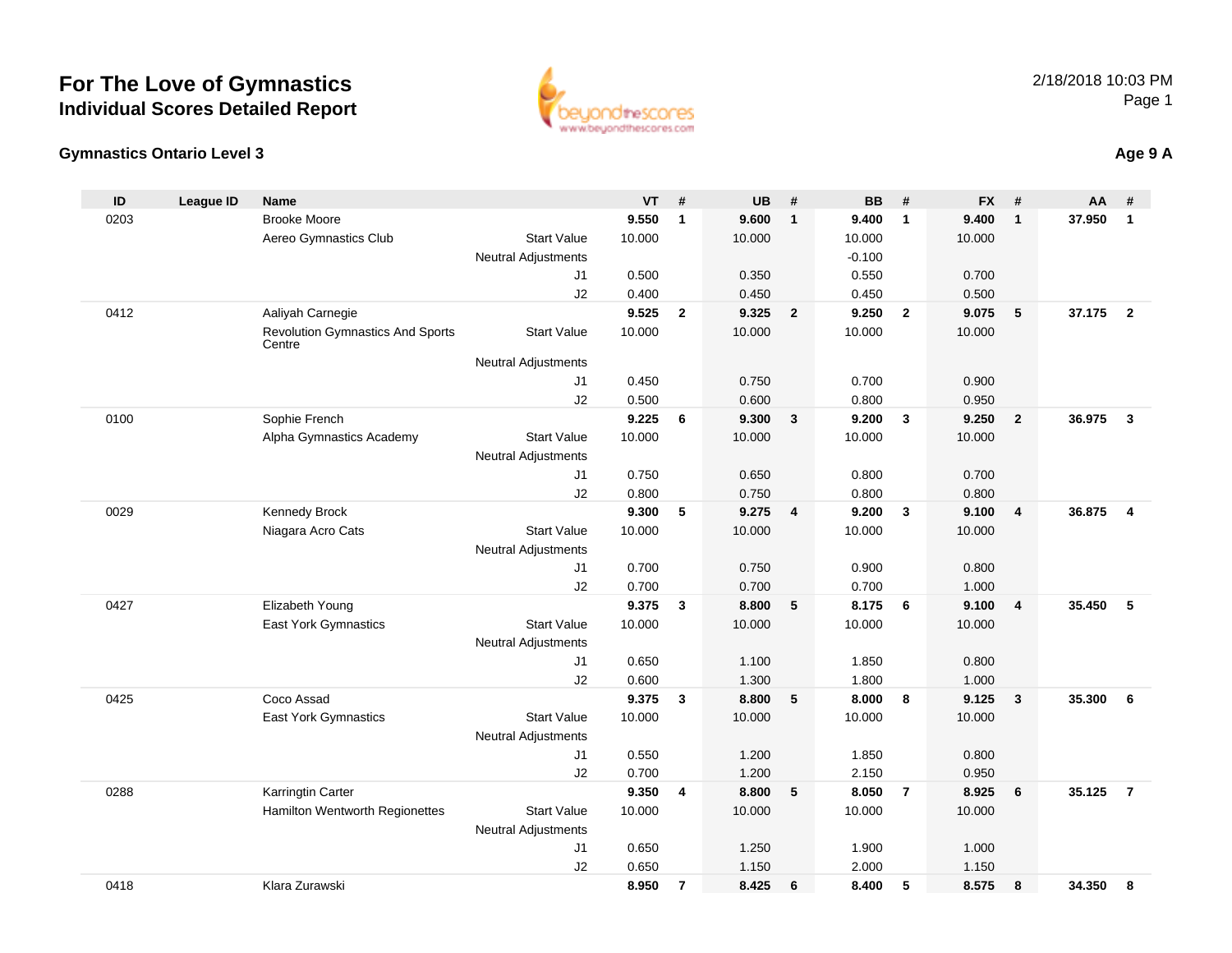# For The Love of Gymnastics

## Individual Scores Detailed Report

2/18/2018 10:03 PM

### Gymnastics Ontario Level 3

**Age 9 A**

| ID | League ID | Name | | VT | # | UB | # | BB | # | FX | # | AA | # |
|---|---|---|---|---|---|---|---|---|---|---|---|---|---|
| 0203 | | Brooke Moore | | **9.550** | **1** | **9.600** | **1** | **9.400** | **1** | **9.400** | **1** | **37.950** | **1** |
| | | Aereo Gymnastics Club | Start Value | 10.000 | | 10.000 | | 10.000 | | 10.000 | | | |
| | | | Neutral Adjustments | | | | | -0.100 | | | | | |
| | | | J1 | 0.500 | | 0.350 | | 0.550 | | 0.700 | | | |
| | | | J2 | 0.400 | | 0.450 | | 0.450 | | 0.500 | | | |
| 0412 | | Aaliyah Carnegie | | **9.525** | **2** | **9.325** | **2** | **9.250** | **2** | **9.075** | **5** | **37.175** | **2** |
| | | Revolution Gymnastics And Sports Centre | Start Value | 10.000 | | 10.000 | | 10.000 | | 10.000 | | | |
| | | | Neutral Adjustments | | | | | | | | | | |
| | | | J1 | 0.450 | | 0.750 | | 0.700 | | 0.900 | | | |
| | | | J2 | 0.500 | | 0.600 | | 0.800 | | 0.950 | | | |
| 0100 | | Sophie French | | **9.225** | **6** | **9.300** | **3** | **9.200** | **3** | **9.250** | **2** | **36.975** | **3** |
| | | Alpha Gymnastics Academy | Start Value | 10.000 | | 10.000 | | 10.000 | | 10.000 | | | |
| | | | Neutral Adjustments | | | | | | | | | | |
| | | | J1 | 0.750 | | 0.650 | | 0.800 | | 0.700 | | | |
| | | | J2 | 0.800 | | 0.750 | | 0.800 | | 0.800 | | | |
| 0029 | | Kennedy Brock | | **9.300** | **5** | **9.275** | **4** | **9.200** | **3** | **9.100** | **4** | **36.875** | **4** |
| | | Niagara Acro Cats | Start Value | 10.000 | | 10.000 | | 10.000 | | 10.000 | | | |
| | | | Neutral Adjustments | | | | | | | | | | |
| | | | J1 | 0.700 | | 0.750 | | 0.900 | | 0.800 | | | |
| | | | J2 | 0.700 | | 0.700 | | 0.700 | | 1.000 | | | |
| 0427 | | Elizabeth Young | | **9.375** | **3** | **8.800** | **5** | **8.175** | **6** | **9.100** | **4** | **35.450** | **5** |
| | | East York Gymnastics | Start Value | 10.000 | | 10.000 | | 10.000 | | 10.000 | | | |
| | | | Neutral Adjustments | | | | | | | | | | |
| | | | J1 | 0.650 | | 1.100 | | 1.850 | | 0.800 | | | |
| | | | J2 | 0.600 | | 1.300 | | 1.800 | | 1.000 | | | |
| 0425 | | Coco Assad | | **9.375** | **3** | **8.800** | **5** | **8.000** | **8** | **9.125** | **3** | **35.300** | **6** |
| | | East York Gymnastics | Start Value | 10.000 | | 10.000 | | 10.000 | | 10.000 | | | |
| | | | Neutral Adjustments | | | | | | | | | | |
| | | | J1 | 0.550 | | 1.200 | | 1.850 | | 0.800 | | | |
| | | | J2 | 0.700 | | 1.200 | | 2.150 | | 0.950 | | | |
| 0288 | | Karringtin Carter | | **9.350** | **4** | **8.800** | **5** | **8.050** | **7** | **8.925** | **6** | **35.125** | **7** |
| | | Hamilton Wentworth Regionettes | Start Value | 10.000 | | 10.000 | | 10.000 | | 10.000 | | | |
| | | | Neutral Adjustments | | | | | | | | | | |
| | | | J1 | 0.650 | | 1.250 | | 1.900 | | 1.000 | | | |
| | | | J2 | 0.650 | | 1.150 | | 2.000 | | 1.150 | | | |
| 0418 | | Klara Zurawski | | **8.950** | **7** | **8.425** | **6** | **8.400** | **5** | **8.575** | **8** | **34.350** | **8** |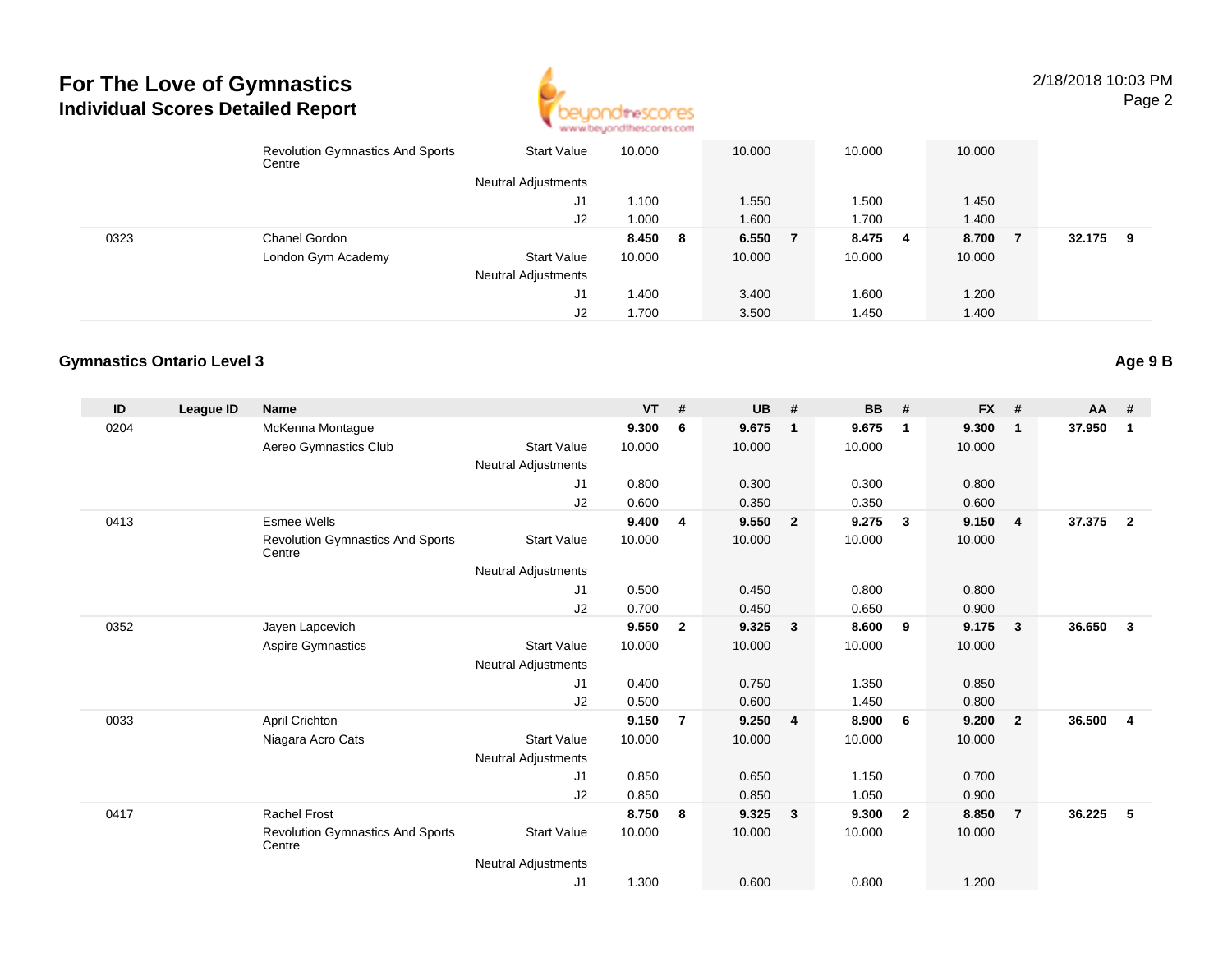# For The Love of Gymnastics
## Individual Scores Detailed Report

| ID | League ID | Name | | VT | # | UB | # | BB | # | FX | # | AA | # |
|---|---|---|---|---|---|---|---|---|---|---|---|---|---|
| | | Revolution Gymnastics And Sports Centre | Start Value | 10.000 | | 10.000 | | 10.000 | | 10.000 | | | |
| | | | Neutral Adjustments | | | | | | | | | | |
| | | | J1 | 1.100 | | 1.550 | | 1.500 | | 1.450 | | | |
| | | | J2 | 1.000 | | 1.600 | | 1.700 | | 1.400 | | | |
| 0323 | | Chanel Gordon | | **8.450** | **8** | **6.550** | **7** | **8.475** | **4** | **8.700** | **7** | **32.175** | **9** |
| | | London Gym Academy | Start Value | 10.000 | | 10.000 | | 10.000 | | 10.000 | | | |
| | | | Neutral Adjustments | | | | | | | | | | |
| | | | J1 | 1.400 | | 3.400 | | 1.600 | | 1.200 | | | |
| | | | J2 | 1.700 | | 3.500 | | 1.450 | | 1.400 | | | |

### Gymnastics Ontario Level 3

**Age 9 B**

| ID | League ID | Name | | VT | # | UB | # | BB | # | FX | # | AA | # |
|---|---|---|---|---|---|---|---|---|---|---|---|---|---|
| 0204 | | McKenna Montague | | **9.300** | **6** | **9.675** | **1** | **9.675** | **1** | **9.300** | **1** | **37.950** | **1** |
| | | Aereo Gymnastics Club | Start Value | 10.000 | | 10.000 | | 10.000 | | 10.000 | | | |
| | | | Neutral Adjustments | | | | | | | | | | |
| | | | J1 | 0.800 | | 0.300 | | 0.300 | | 0.800 | | | |
| | | | J2 | 0.600 | | 0.350 | | 0.350 | | 0.600 | | | |
| 0413 | | Esmee Wells | | **9.400** | **4** | **9.550** | **2** | **9.275** | **3** | **9.150** | **4** | **37.375** | **2** |
| | | Revolution Gymnastics And Sports Centre | Start Value | 10.000 | | 10.000 | | 10.000 | | 10.000 | | | |
| | | | Neutral Adjustments | | | | | | | | | | |
| | | | J1 | 0.500 | | 0.450 | | 0.800 | | 0.800 | | | |
| | | | J2 | 0.700 | | 0.450 | | 0.650 | | 0.900 | | | |
| 0352 | | Jayen Lapcevich | | **9.550** | **2** | **9.325** | **3** | **8.600** | **9** | **9.175** | **3** | **36.650** | **3** |
| | | Aspire Gymnastics | Start Value | 10.000 | | 10.000 | | 10.000 | | 10.000 | | | |
| | | | Neutral Adjustments | | | | | | | | | | |
| | | | J1 | 0.400 | | 0.750 | | 1.350 | | 0.850 | | | |
| | | | J2 | 0.500 | | 0.600 | | 1.450 | | 0.800 | | | |
| 0033 | | April Crichton | | **9.150** | **7** | **9.250** | **4** | **8.900** | **6** | **9.200** | **2** | **36.500** | **4** |
| | | Niagara Acro Cats | Start Value | 10.000 | | 10.000 | | 10.000 | | 10.000 | | | |
| | | | Neutral Adjustments | | | | | | | | | | |
| | | | J1 | 0.850 | | 0.650 | | 1.150 | | 0.700 | | | |
| | | | J2 | 0.850 | | 0.850 | | 1.050 | | 0.900 | | | |
| 0417 | | Rachel Frost | | **8.750** | **8** | **9.325** | **3** | **9.300** | **2** | **8.850** | **7** | **36.225** | **5** |
| | | Revolution Gymnastics And Sports Centre | Start Value | 10.000 | | 10.000 | | 10.000 | | 10.000 | | | |
| | | | Neutral Adjustments | | | | | | | | | | |
| | | | J1 | 1.300 | | 0.600 | | 0.800 | | 1.200 | | | |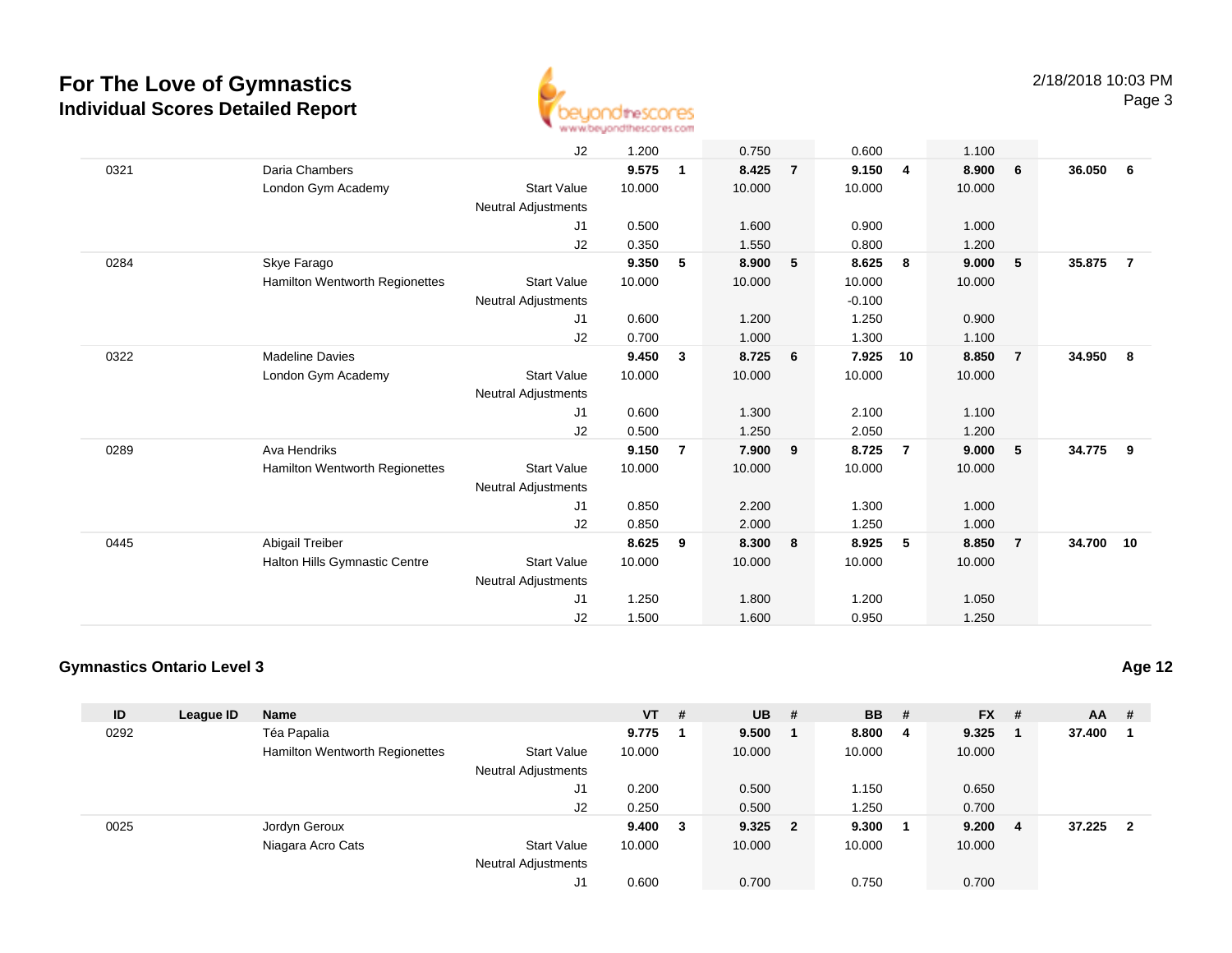# For The Love of Gymnastics

## Individual Scores Detailed Report

| ID | League ID | Name | | VT | # | UB | # | BB | # | FX | # | AA | # |
|---|---|---|---|---|---|---|---|---|---|---|---|---|---|
| | | | J2 | 1.200 | | 0.750 | | 0.600 | | 1.100 | | | |
| 0321 | | Daria Chambers | | **9.575** | **1** | **8.425** | **7** | **9.150** | **4** | **8.900** | **6** | **36.050** | **6** |
| | | London Gym Academy | Start Value | 10.000 | | 10.000 | | 10.000 | | 10.000 | | | |
| | | | Neutral Adjustments | | | | | | | | | | |
| | | | J1 | 0.500 | | 1.600 | | 0.900 | | 1.000 | | | |
| | | | J2 | 0.350 | | 1.550 | | 0.800 | | 1.200 | | | |
| 0284 | | Skye Farago | | **9.350** | **5** | **8.900** | **5** | **8.625** | **8** | **9.000** | **5** | **35.875** | **7** |
| | | Hamilton Wentworth Regionettes | Start Value | 10.000 | | 10.000 | | 10.000 | | 10.000 | | | |
| | | | Neutral Adjustments | | | | | -0.100 | | | | | |
| | | | J1 | 0.600 | | 1.200 | | 1.250 | | 0.900 | | | |
| | | | J2 | 0.700 | | 1.000 | | 1.300 | | 1.100 | | | |
| 0322 | | Madeline Davies | | **9.450** | **3** | **8.725** | **6** | **7.925** | **10** | **8.850** | **7** | **34.950** | **8** |
| | | London Gym Academy | Start Value | 10.000 | | 10.000 | | 10.000 | | 10.000 | | | |
| | | | Neutral Adjustments | | | | | | | | | | |
| | | | J1 | 0.600 | | 1.300 | | 2.100 | | 1.100 | | | |
| | | | J2 | 0.500 | | 1.250 | | 2.050 | | 1.200 | | | |
| 0289 | | Ava Hendriks | | **9.150** | **7** | **7.900** | **9** | **8.725** | **7** | **9.000** | **5** | **34.775** | **9** |
| | | Hamilton Wentworth Regionettes | Start Value | 10.000 | | 10.000 | | 10.000 | | 10.000 | | | |
| | | | Neutral Adjustments | | | | | | | | | | |
| | | | J1 | 0.850 | | 2.200 | | 1.300 | | 1.000 | | | |
| | | | J2 | 0.850 | | 2.000 | | 1.250 | | 1.000 | | | |
| 0445 | | Abigail Treiber | | **8.625** | **9** | **8.300** | **8** | **8.925** | **5** | **8.850** | **7** | **34.700** | **10** |
| | | Halton Hills Gymnastic Centre | Start Value | 10.000 | | 10.000 | | 10.000 | | 10.000 | | | |
| | | | Neutral Adjustments | | | | | | | | | | |
| | | | J1 | 1.250 | | 1.800 | | 1.200 | | 1.050 | | | |
| | | | J2 | 1.500 | | 1.600 | | 0.950 | | 1.250 | | | |

### Gymnastics Ontario Level 3 — Age 12

| ID | League ID | Name | | VT | # | UB | # | BB | # | FX | # | AA | # |
|---|---|---|---|---|---|---|---|---|---|---|---|---|---|
| 0292 | | Téa Papalia | | **9.775** | **1** | **9.500** | **1** | **8.800** | **4** | **9.325** | **1** | **37.400** | **1** |
| | | Hamilton Wentworth Regionettes | Start Value | 10.000 | | 10.000 | | 10.000 | | 10.000 | | | |
| | | | Neutral Adjustments | | | | | | | | | | |
| | | | J1 | 0.200 | | 0.500 | | 1.150 | | 0.650 | | | |
| | | | J2 | 0.250 | | 0.500 | | 1.250 | | 0.700 | | | |
| 0025 | | Jordyn Geroux | | **9.400** | **3** | **9.325** | **2** | **9.300** | **1** | **9.200** | **4** | **37.225** | **2** |
| | | Niagara Acro Cats | Start Value | 10.000 | | 10.000 | | 10.000 | | 10.000 | | | |
| | | | Neutral Adjustments | | | | | | | | | | |
| | | | J1 | 0.600 | | 0.700 | | 0.750 | | 0.700 | | | |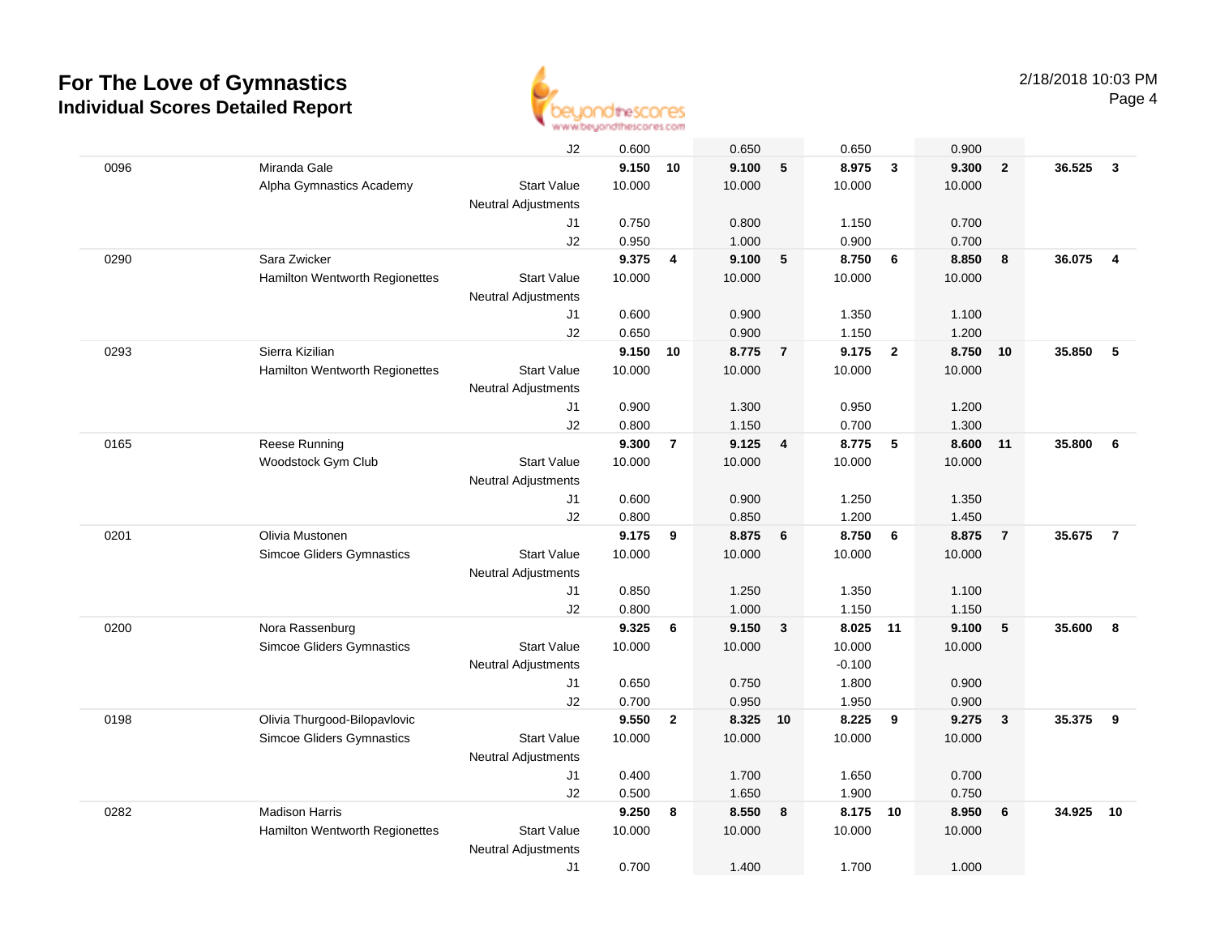# For The Love of Gymnastics
## Individual Scores Detailed Report

2/18/2018 10:03 PM

| | | | | | | | | | | | | | |
|---|---|---|---|---|---|---|---|---|---|---|---|---|---|
| | | J2 | 0.600 | | 0.650 | | 0.650 | | 0.900 | | | |
| 0096 | Miranda Gale | | **9.150** | **10** | **9.100** | **5** | **8.975** | **3** | **9.300** | **2** | **36.525** | **3** |
| | Alpha Gymnastics Academy | Start Value | 10.000 | | 10.000 | | 10.000 | | 10.000 | | | |
| | | Neutral Adjustments | | | | | | | | | | |
| | | J1 | 0.750 | | 0.800 | | 1.150 | | 0.700 | | | |
| | | J2 | 0.950 | | 1.000 | | 0.900 | | 0.700 | | | |
| 0290 | Sara Zwicker | | **9.375** | **4** | **9.100** | **5** | **8.750** | **6** | **8.850** | **8** | **36.075** | **4** |
| | Hamilton Wentworth Regionettes | Start Value | 10.000 | | 10.000 | | 10.000 | | 10.000 | | | |
| | | Neutral Adjustments | | | | | | | | | | |
| | | J1 | 0.600 | | 0.900 | | 1.350 | | 1.100 | | | |
| | | J2 | 0.650 | | 0.900 | | 1.150 | | 1.200 | | | |
| 0293 | Sierra Kizilian | | **9.150** | **10** | **8.775** | **7** | **9.175** | **2** | **8.750** | **10** | **35.850** | **5** |
| | Hamilton Wentworth Regionettes | Start Value | 10.000 | | 10.000 | | 10.000 | | 10.000 | | | |
| | | Neutral Adjustments | | | | | | | | | | |
| | | J1 | 0.900 | | 1.300 | | 0.950 | | 1.200 | | | |
| | | J2 | 0.800 | | 1.150 | | 0.700 | | 1.300 | | | |
| 0165 | Reese Running | | **9.300** | **7** | **9.125** | **4** | **8.775** | **5** | **8.600** | **11** | **35.800** | **6** |
| | Woodstock Gym Club | Start Value | 10.000 | | 10.000 | | 10.000 | | 10.000 | | | |
| | | Neutral Adjustments | | | | | | | | | | |
| | | J1 | 0.600 | | 0.900 | | 1.250 | | 1.350 | | | |
| | | J2 | 0.800 | | 0.850 | | 1.200 | | 1.450 | | | |
| 0201 | Olivia Mustonen | | **9.175** | **9** | **8.875** | **6** | **8.750** | **6** | **8.875** | **7** | **35.675** | **7** |
| | Simcoe Gliders Gymnastics | Start Value | 10.000 | | 10.000 | | 10.000 | | 10.000 | | | |
| | | Neutral Adjustments | | | | | | | | | | |
| | | J1 | 0.850 | | 1.250 | | 1.350 | | 1.100 | | | |
| | | J2 | 0.800 | | 1.000 | | 1.150 | | 1.150 | | | |
| 0200 | Nora Rassenburg | | **9.325** | **6** | **9.150** | **3** | **8.025** | **11** | **9.100** | **5** | **35.600** | **8** |
| | Simcoe Gliders Gymnastics | Start Value | 10.000 | | 10.000 | | 10.000 | | 10.000 | | | |
| | | Neutral Adjustments | | | | | -0.100 | | | | | |
| | | J1 | 0.650 | | 0.750 | | 1.800 | | 0.900 | | | |
| | | J2 | 0.700 | | 0.950 | | 1.950 | | 0.900 | | | |
| 0198 | Olivia Thurgood-Bilopavlovic | | **9.550** | **2** | **8.325** | **10** | **8.225** | **9** | **9.275** | **3** | **35.375** | **9** |
| | Simcoe Gliders Gymnastics | Start Value | 10.000 | | 10.000 | | 10.000 | | 10.000 | | | |
| | | Neutral Adjustments | | | | | | | | | | |
| | | J1 | 0.400 | | 1.700 | | 1.650 | | 0.700 | | | |
| | | J2 | 0.500 | | 1.650 | | 1.900 | | 0.750 | | | |
| 0282 | Madison Harris | | **9.250** | **8** | **8.550** | **8** | **8.175** | **10** | **8.950** | **6** | **34.925** | **10** |
| | Hamilton Wentworth Regionettes | Start Value | 10.000 | | 10.000 | | 10.000 | | 10.000 | | | |
| | | Neutral Adjustments | | | | | | | | | | |
| | | J1 | 0.700 | | 1.400 | | 1.700 | | 1.000 | | | |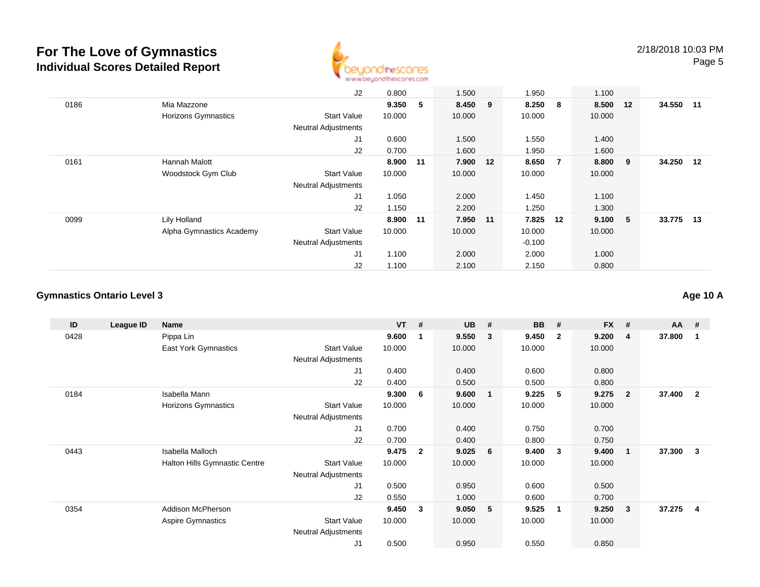# For The Love of Gymnastics
## Individual Scores Detailed Report

| ID | League ID | Name | | VT | # | UB | # | BB | # | FX | # | AA | # |
|---|---|---|---|---|---|---|---|---|---|---|---|---|---|
| | | | J2 | 0.800 | | 1.500 | | 1.950 | | 1.100 | | | |
| 0186 | | Mia Mazzone | | **9.350** | **5** | **8.450** | **9** | **8.250** | **8** | **8.500** | **12** | **34.550** | **11** |
| | | Horizons Gymnastics | Start Value | 10.000 | | 10.000 | | 10.000 | | 10.000 | | | |
| | | | Neutral Adjustments | | | | | | | | | | |
| | | | J1 | 0.600 | | 1.500 | | 1.550 | | 1.400 | | | |
| | | | J2 | 0.700 | | 1.600 | | 1.950 | | 1.600 | | | |
| 0161 | | Hannah Malott | | **8.900** | **11** | **7.900** | **12** | **8.650** | **7** | **8.800** | **9** | **34.250** | **12** |
| | | Woodstock Gym Club | Start Value | 10.000 | | 10.000 | | 10.000 | | 10.000 | | | |
| | | | Neutral Adjustments | | | | | | | | | | |
| | | | J1 | 1.050 | | 2.000 | | 1.450 | | 1.100 | | | |
| | | | J2 | 1.150 | | 2.200 | | 1.250 | | 1.300 | | | |
| 0099 | | Lily Holland | | **8.900** | **11** | **7.950** | **11** | **7.825** | **12** | **9.100** | **5** | **33.775** | **13** |
| | | Alpha Gymnastics Academy | Start Value | 10.000 | | 10.000 | | 10.000 | | 10.000 | | | |
| | | | Neutral Adjustments | | | | | -0.100 | | | | | |
| | | | J1 | 1.100 | | 2.000 | | 2.000 | | 1.000 | | | |
| | | | J2 | 1.100 | | 2.100 | | 2.150 | | 0.800 | | | |

### Gymnastics Ontario Level 3

**Age 10 A**

| ID | League ID | Name | | VT | # | UB | # | BB | # | FX | # | AA | # |
|---|---|---|---|---|---|---|---|---|---|---|---|---|---|
| 0428 | | Pippa Lin | | **9.600** | **1** | **9.550** | **3** | **9.450** | **2** | **9.200** | **4** | **37.800** | **1** |
| | | East York Gymnastics | Start Value | 10.000 | | 10.000 | | 10.000 | | 10.000 | | | |
| | | | Neutral Adjustments | | | | | | | | | | |
| | | | J1 | 0.400 | | 0.400 | | 0.600 | | 0.800 | | | |
| | | | J2 | 0.400 | | 0.500 | | 0.500 | | 0.800 | | | |
| 0184 | | Isabella Mann | | **9.300** | **6** | **9.600** | **1** | **9.225** | **5** | **9.275** | **2** | **37.400** | **2** |
| | | Horizons Gymnastics | Start Value | 10.000 | | 10.000 | | 10.000 | | 10.000 | | | |
| | | | Neutral Adjustments | | | | | | | | | | |
| | | | J1 | 0.700 | | 0.400 | | 0.750 | | 0.700 | | | |
| | | | J2 | 0.700 | | 0.400 | | 0.800 | | 0.750 | | | |
| 0443 | | Isabella Malloch | | **9.475** | **2** | **9.025** | **6** | **9.400** | **3** | **9.400** | **1** | **37.300** | **3** |
| | | Halton Hills Gymnastic Centre | Start Value | 10.000 | | 10.000 | | 10.000 | | 10.000 | | | |
| | | | Neutral Adjustments | | | | | | | | | | |
| | | | J1 | 0.500 | | 0.950 | | 0.600 | | 0.500 | | | |
| | | | J2 | 0.550 | | 1.000 | | 0.600 | | 0.700 | | | |
| 0354 | | Addison McPherson | | **9.450** | **3** | **9.050** | **5** | **9.525** | **1** | **9.250** | **3** | **37.275** | **4** |
| | | Aspire Gymnastics | Start Value | 10.000 | | 10.000 | | 10.000 | | 10.000 | | | |
| | | | Neutral Adjustments | | | | | | | | | | |
| | | | J1 | 0.500 | | 0.950 | | 0.550 | | 0.850 | | | |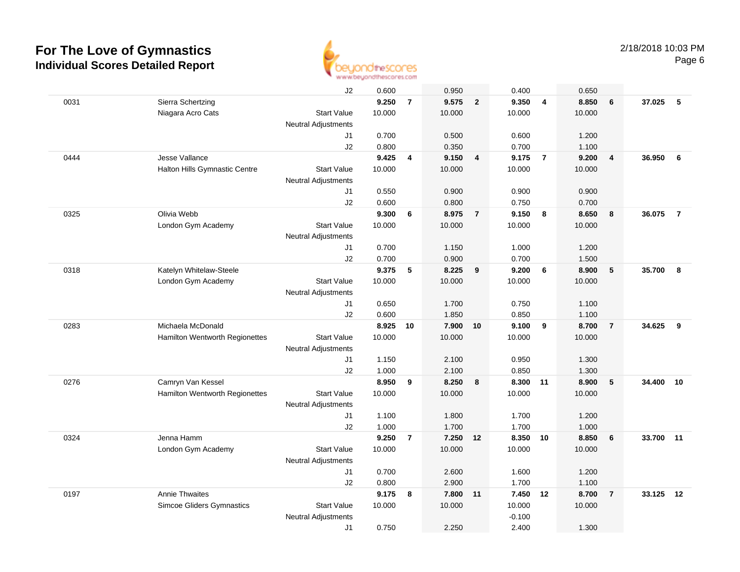# For The Love of Gymnastics
## Individual Scores Detailed Report

2/18/2018 10:03 PM

| | | | | | | | | | | | | |
|---|---|---|---|---|---|---|---|---|---|---|---|---|
| | | J2 | 0.600 | | 0.950 | | 0.400 | | 0.650 | | | |
| 0031 | Sierra Schertzing | | **9.250** | **7** | **9.575** | **2** | **9.350** | **4** | **8.850** | **6** | **37.025** | **5** |
| | Niagara Acro Cats | Start Value | 10.000 | | 10.000 | | 10.000 | | 10.000 | | | |
| | | Neutral Adjustments | | | | | | | | | | |
| | | J1 | 0.700 | | 0.500 | | 0.600 | | 1.200 | | | |
| | | J2 | 0.800 | | 0.350 | | 0.700 | | 1.100 | | | |
| 0444 | Jesse Vallance | | **9.425** | **4** | **9.150** | **4** | **9.175** | **7** | **9.200** | **4** | **36.950** | **6** |
| | Halton Hills Gymnastic Centre | Start Value | 10.000 | | 10.000 | | 10.000 | | 10.000 | | | |
| | | Neutral Adjustments | | | | | | | | | | |
| | | J1 | 0.550 | | 0.900 | | 0.900 | | 0.900 | | | |
| | | J2 | 0.600 | | 0.800 | | 0.750 | | 0.700 | | | |
| 0325 | Olivia Webb | | **9.300** | **6** | **8.975** | **7** | **9.150** | **8** | **8.650** | **8** | **36.075** | **7** |
| | London Gym Academy | Start Value | 10.000 | | 10.000 | | 10.000 | | 10.000 | | | |
| | | Neutral Adjustments | | | | | | | | | | |
| | | J1 | 0.700 | | 1.150 | | 1.000 | | 1.200 | | | |
| | | J2 | 0.700 | | 0.900 | | 0.700 | | 1.500 | | | |
| 0318 | Katelyn Whitelaw-Steele | | **9.375** | **5** | **8.225** | **9** | **9.200** | **6** | **8.900** | **5** | **35.700** | **8** |
| | London Gym Academy | Start Value | 10.000 | | 10.000 | | 10.000 | | 10.000 | | | |
| | | Neutral Adjustments | | | | | | | | | | |
| | | J1 | 0.650 | | 1.700 | | 0.750 | | 1.100 | | | |
| | | J2 | 0.600 | | 1.850 | | 0.850 | | 1.100 | | | |
| 0283 | Michaela McDonald | | **8.925** | **10** | **7.900** | **10** | **9.100** | **9** | **8.700** | **7** | **34.625** | **9** |
| | Hamilton Wentworth Regionettes | Start Value | 10.000 | | 10.000 | | 10.000 | | 10.000 | | | |
| | | Neutral Adjustments | | | | | | | | | | |
| | | J1 | 1.150 | | 2.100 | | 0.950 | | 1.300 | | | |
| | | J2 | 1.000 | | 2.100 | | 0.850 | | 1.300 | | | |
| 0276 | Camryn Van Kessel | | **8.950** | **9** | **8.250** | **8** | **8.300** | **11** | **8.900** | **5** | **34.400** | **10** |
| | Hamilton Wentworth Regionettes | Start Value | 10.000 | | 10.000 | | 10.000 | | 10.000 | | | |
| | | Neutral Adjustments | | | | | | | | | | |
| | | J1 | 1.100 | | 1.800 | | 1.700 | | 1.200 | | | |
| | | J2 | 1.000 | | 1.700 | | 1.700 | | 1.000 | | | |
| 0324 | Jenna Hamm | | **9.250** | **7** | **7.250** | **12** | **8.350** | **10** | **8.850** | **6** | **33.700** | **11** |
| | London Gym Academy | Start Value | 10.000 | | 10.000 | | 10.000 | | 10.000 | | | |
| | | Neutral Adjustments | | | | | | | | | | |
| | | J1 | 0.700 | | 2.600 | | 1.600 | | 1.200 | | | |
| | | J2 | 0.800 | | 2.900 | | 1.700 | | 1.100 | | | |
| 0197 | Annie Thwaites | | **9.175** | **8** | **7.800** | **11** | **7.450** | **12** | **8.700** | **7** | **33.125** | **12** |
| | Simcoe Gliders Gymnastics | Start Value | 10.000 | | 10.000 | | 10.000 | | 10.000 | | | |
| | | Neutral Adjustments | | | | | -0.100 | | | | | |
| | | J1 | 0.750 | | 2.250 | | 2.400 | | 1.300 | | | |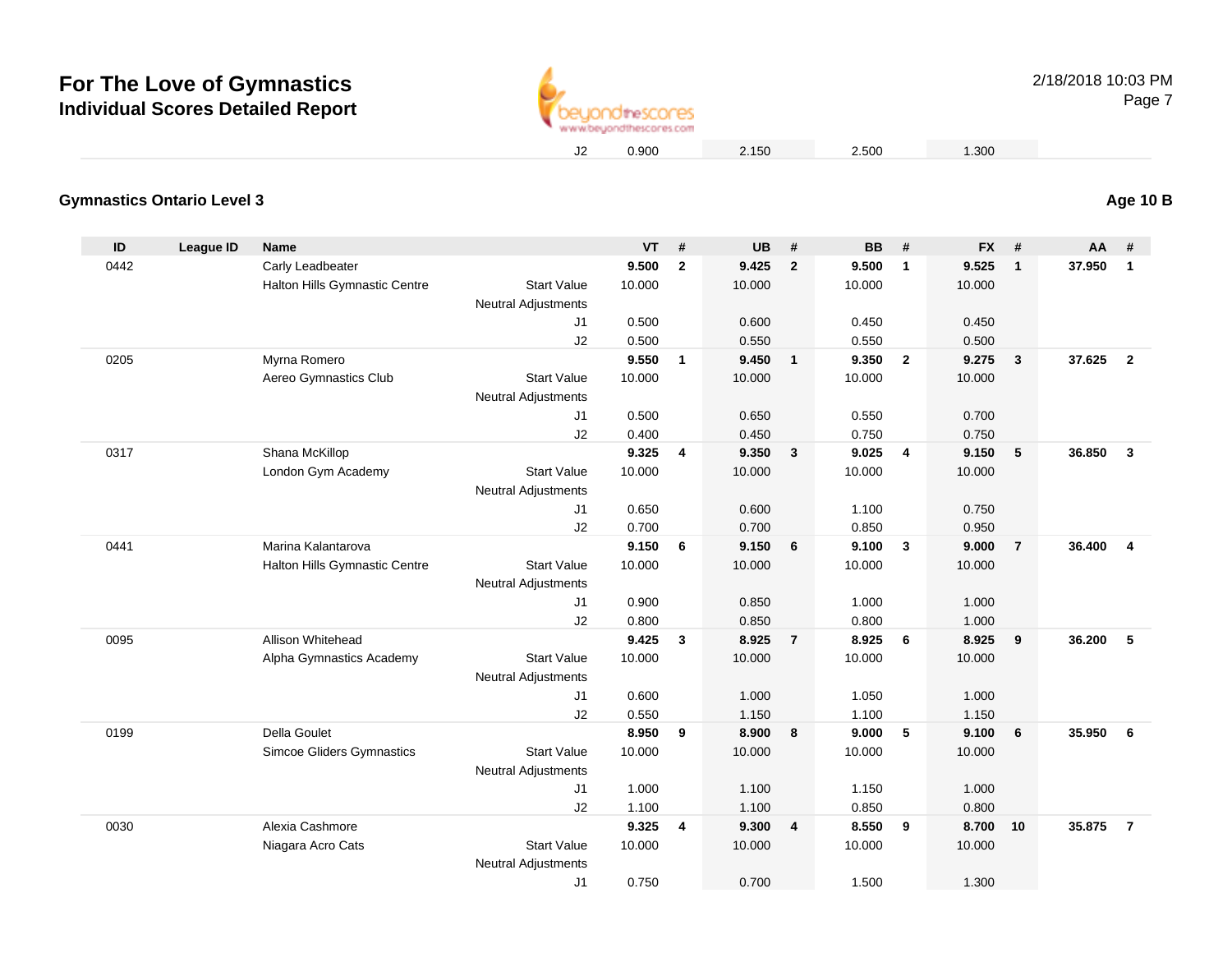# For The Love of Gymnastics
## Individual Scores Detailed Report

2/18/2018 10:03 PM

| | VT | UB | BB | FX |
|---|---|---|---|---|
| J2 | 0.900 | 2.150 | 2.500 | 1.300 |

### Gymnastics Ontario Level 3

**Age 10 B**

| ID | League ID | Name | | VT | # | UB | # | BB | # | FX | # | AA | # |
|---|---|---|---|---|---|---|---|---|---|---|---|---|---|
| 0442 | | Carly Leadbeater | | **9.500** | **2** | **9.425** | **2** | **9.500** | **1** | **9.525** | **1** | **37.950** | **1** |
| | | Halton Hills Gymnastic Centre | Start Value | 10.000 | | 10.000 | | 10.000 | | 10.000 | | | |
| | | | Neutral Adjustments | | | | | | | | | | |
| | | | J1 | 0.500 | | 0.600 | | 0.450 | | 0.450 | | | |
| | | | J2 | 0.500 | | 0.550 | | 0.550 | | 0.500 | | | |
| 0205 | | Myrna Romero | | **9.550** | **1** | **9.450** | **1** | **9.350** | **2** | **9.275** | **3** | **37.625** | **2** |
| | | Aereo Gymnastics Club | Start Value | 10.000 | | 10.000 | | 10.000 | | 10.000 | | | |
| | | | Neutral Adjustments | | | | | | | | | | |
| | | | J1 | 0.500 | | 0.650 | | 0.550 | | 0.700 | | | |
| | | | J2 | 0.400 | | 0.450 | | 0.750 | | 0.750 | | | |
| 0317 | | Shana McKillop | | **9.325** | **4** | **9.350** | **3** | **9.025** | **4** | **9.150** | **5** | **36.850** | **3** |
| | | London Gym Academy | Start Value | 10.000 | | 10.000 | | 10.000 | | 10.000 | | | |
| | | | Neutral Adjustments | | | | | | | | | | |
| | | | J1 | 0.650 | | 0.600 | | 1.100 | | 0.750 | | | |
| | | | J2 | 0.700 | | 0.700 | | 0.850 | | 0.950 | | | |
| 0441 | | Marina Kalantarova | | **9.150** | **6** | **9.150** | **6** | **9.100** | **3** | **9.000** | **7** | **36.400** | **4** |
| | | Halton Hills Gymnastic Centre | Start Value | 10.000 | | 10.000 | | 10.000 | | 10.000 | | | |
| | | | Neutral Adjustments | | | | | | | | | | |
| | | | J1 | 0.900 | | 0.850 | | 1.000 | | 1.000 | | | |
| | | | J2 | 0.800 | | 0.850 | | 0.800 | | 1.000 | | | |
| 0095 | | Allison Whitehead | | **9.425** | **3** | **8.925** | **7** | **8.925** | **6** | **8.925** | **9** | **36.200** | **5** |
| | | Alpha Gymnastics Academy | Start Value | 10.000 | | 10.000 | | 10.000 | | 10.000 | | | |
| | | | Neutral Adjustments | | | | | | | | | | |
| | | | J1 | 0.600 | | 1.000 | | 1.050 | | 1.000 | | | |
| | | | J2 | 0.550 | | 1.150 | | 1.100 | | 1.150 | | | |
| 0199 | | Della Goulet | | **8.950** | **9** | **8.900** | **8** | **9.000** | **5** | **9.100** | **6** | **35.950** | **6** |
| | | Simcoe Gliders Gymnastics | Start Value | 10.000 | | 10.000 | | 10.000 | | 10.000 | | | |
| | | | Neutral Adjustments | | | | | | | | | | |
| | | | J1 | 1.000 | | 1.100 | | 1.150 | | 1.000 | | | |
| | | | J2 | 1.100 | | 1.100 | | 0.850 | | 0.800 | | | |
| 0030 | | Alexia Cashmore | | **9.325** | **4** | **9.300** | **4** | **8.550** | **9** | **8.700** | **10** | **35.875** | **7** |
| | | Niagara Acro Cats | Start Value | 10.000 | | 10.000 | | 10.000 | | 10.000 | | | |
| | | | Neutral Adjustments | | | | | | | | | | |
| | | | J1 | 0.750 | | 0.700 | | 1.500 | | 1.300 | | | |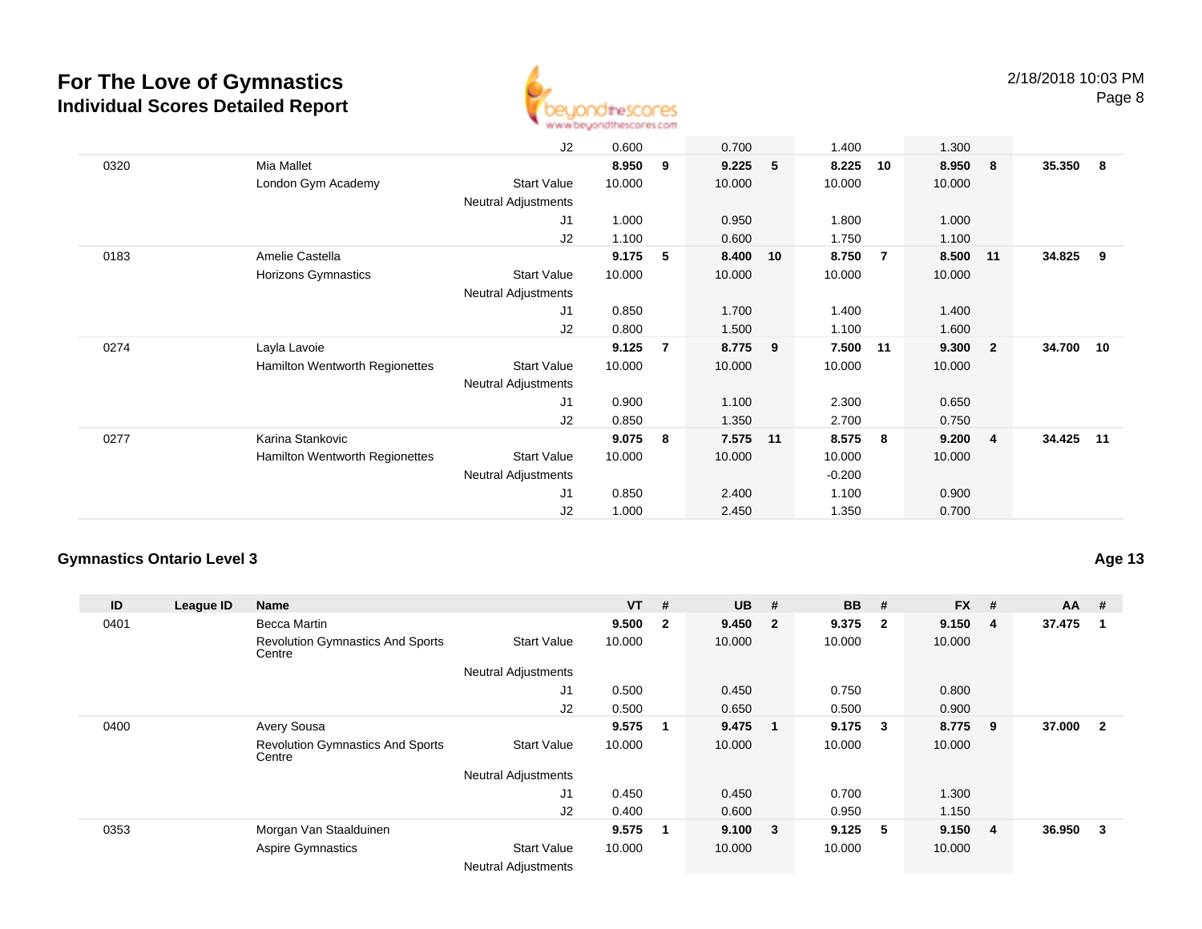# For The Love of Gymnastics
## Individual Scores Detailed Report

2/18/2018 10:03 PM

| ID | League ID | Name | | VT | # | UB | # | BB | # | FX | # | AA | # |
|---|---|---|---|---|---|---|---|---|---|---|---|---|---|
| | | | J2 | 0.600 | | 0.700 | | 1.400 | | 1.300 | | | |
| 0320 | | Mia Mallet | | **8.950** | **9** | **9.225** | **5** | **8.225** | **10** | **8.950** | **8** | **35.350** | **8** |
| | | London Gym Academy | Start Value | 10.000 | | 10.000 | | 10.000 | | 10.000 | | | |
| | | | Neutral Adjustments | | | | | | | | | | |
| | | | J1 | 1.000 | | 0.950 | | 1.800 | | 1.000 | | | |
| | | | J2 | 1.100 | | 0.600 | | 1.750 | | 1.100 | | | |
| 0183 | | Amelie Castella | | **9.175** | **5** | **8.400** | **10** | **8.750** | **7** | **8.500** | **11** | **34.825** | **9** |
| | | Horizons Gymnastics | Start Value | 10.000 | | 10.000 | | 10.000 | | 10.000 | | | |
| | | | Neutral Adjustments | | | | | | | | | | |
| | | | J1 | 0.850 | | 1.700 | | 1.400 | | 1.400 | | | |
| | | | J2 | 0.800 | | 1.500 | | 1.100 | | 1.600 | | | |
| 0274 | | Layla Lavoie | | **9.125** | **7** | **8.775** | **9** | **7.500** | **11** | **9.300** | **2** | **34.700** | **10** |
| | | Hamilton Wentworth Regionettes | Start Value | 10.000 | | 10.000 | | 10.000 | | 10.000 | | | |
| | | | Neutral Adjustments | | | | | | | | | | |
| | | | J1 | 0.900 | | 1.100 | | 2.300 | | 0.650 | | | |
| | | | J2 | 0.850 | | 1.350 | | 2.700 | | 0.750 | | | |
| 0277 | | Karina Stankovic | | **9.075** | **8** | **7.575** | **11** | **8.575** | **8** | **9.200** | **4** | **34.425** | **11** |
| | | Hamilton Wentworth Regionettes | Start Value | 10.000 | | 10.000 | | 10.000 | | 10.000 | | | |
| | | | Neutral Adjustments | | | | | -0.200 | | | | | |
| | | | J1 | 0.850 | | 2.400 | | 1.100 | | 0.900 | | | |
| | | | J2 | 1.000 | | 2.450 | | 1.350 | | 0.700 | | | |

### Gymnastics Ontario Level 3

**Age 13**

| ID | League ID | Name | | VT | # | UB | # | BB | # | FX | # | AA | # |
|---|---|---|---|---|---|---|---|---|---|---|---|---|---|
| 0401 | | Becca Martin | | **9.500** | **2** | **9.450** | **2** | **9.375** | **2** | **9.150** | **4** | **37.475** | **1** |
| | | Revolution Gymnastics And Sports Centre | Start Value | 10.000 | | 10.000 | | 10.000 | | 10.000 | | | |
| | | | Neutral Adjustments | | | | | | | | | | |
| | | | J1 | 0.500 | | 0.450 | | 0.750 | | 0.800 | | | |
| | | | J2 | 0.500 | | 0.650 | | 0.500 | | 0.900 | | | |
| 0400 | | Avery Sousa | | **9.575** | **1** | **9.475** | **1** | **9.175** | **3** | **8.775** | **9** | **37.000** | **2** |
| | | Revolution Gymnastics And Sports Centre | Start Value | 10.000 | | 10.000 | | 10.000 | | 10.000 | | | |
| | | | Neutral Adjustments | | | | | | | | | | |
| | | | J1 | 0.450 | | 0.450 | | 0.700 | | 1.300 | | | |
| | | | J2 | 0.400 | | 0.600 | | 0.950 | | 1.150 | | | |
| 0353 | | Morgan Van Staalduinen | | **9.575** | **1** | **9.100** | **3** | **9.125** | **5** | **9.150** | **4** | **36.950** | **3** |
| | | Aspire Gymnastics | Start Value | 10.000 | | 10.000 | | 10.000 | | 10.000 | | | |
| | | | Neutral Adjustments | | | | | | | | | | |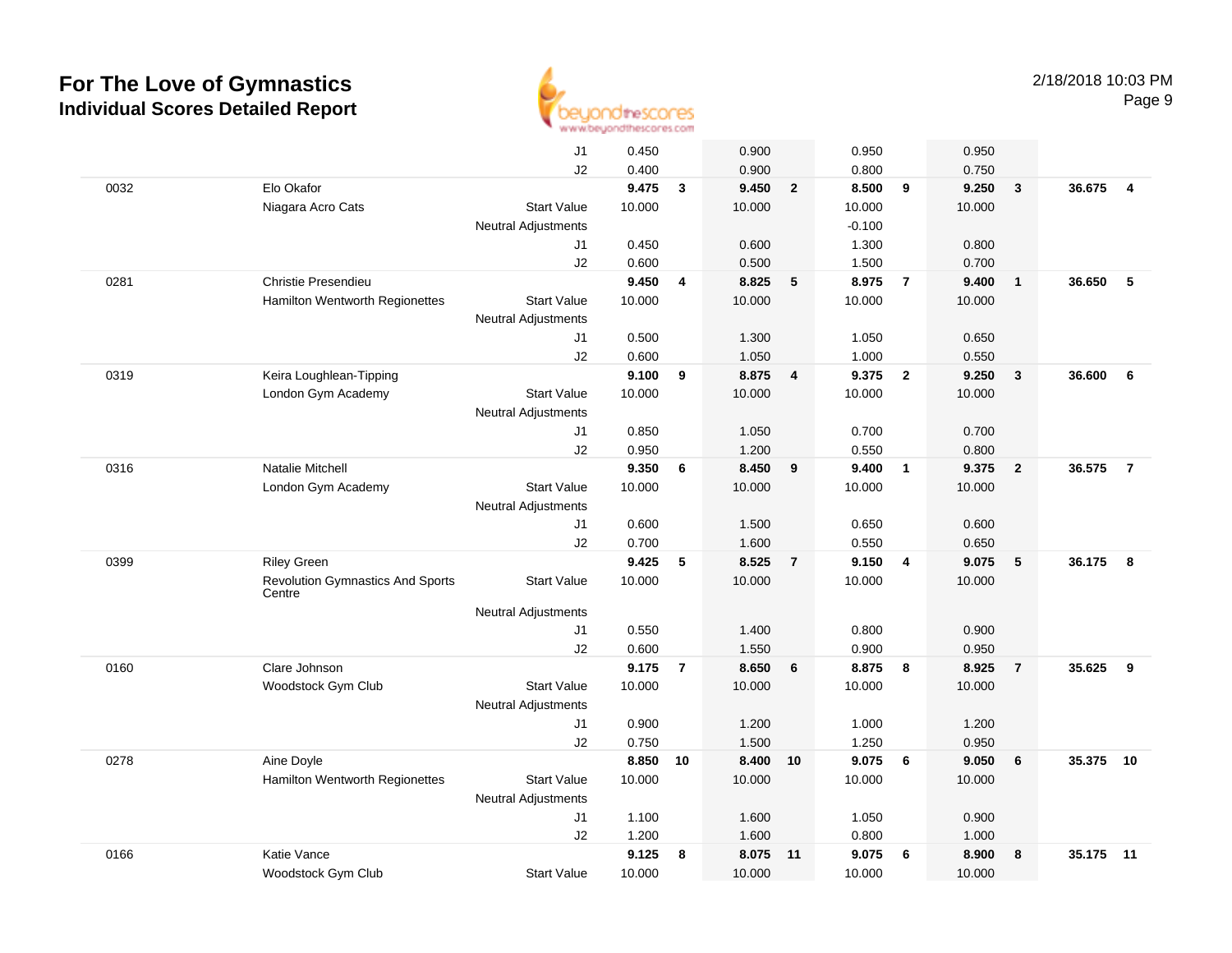# For The Love of Gymnastics
## Individual Scores Detailed Report

2/18/2018 10:03 PM

| | | | | | | | | | | | | |
|---|---|---|---|---|---|---|---|---|---|---|---|---|
| | | J1 | 0.450 | | 0.900 | | 0.950 | | 0.950 | | | |
| | | J2 | 0.400 | | 0.900 | | 0.800 | | 0.750 | | | |
| 0032 | Elo Okafor | | **9.475** | **3** | **9.450** | **2** | **8.500** | **9** | **9.250** | **3** | **36.675** | **4** |
| | Niagara Acro Cats | Start Value | 10.000 | | 10.000 | | 10.000 | | 10.000 | | | |
| | | Neutral Adjustments | | | | | -0.100 | | | | | |
| | | J1 | 0.450 | | 0.600 | | 1.300 | | 0.800 | | | |
| | | J2 | 0.600 | | 0.500 | | 1.500 | | 0.700 | | | |
| 0281 | Christie Presendieu | | **9.450** | **4** | **8.825** | **5** | **8.975** | **7** | **9.400** | **1** | **36.650** | **5** |
| | Hamilton Wentworth Regionettes | Start Value | 10.000 | | 10.000 | | 10.000 | | 10.000 | | | |
| | | Neutral Adjustments | | | | | | | | | | |
| | | J1 | 0.500 | | 1.300 | | 1.050 | | 0.650 | | | |
| | | J2 | 0.600 | | 1.050 | | 1.000 | | 0.550 | | | |
| 0319 | Keira Loughlean-Tipping | | **9.100** | **9** | **8.875** | **4** | **9.375** | **2** | **9.250** | **3** | **36.600** | **6** |
| | London Gym Academy | Start Value | 10.000 | | 10.000 | | 10.000 | | 10.000 | | | |
| | | Neutral Adjustments | | | | | | | | | | |
| | | J1 | 0.850 | | 1.050 | | 0.700 | | 0.700 | | | |
| | | J2 | 0.950 | | 1.200 | | 0.550 | | 0.800 | | | |
| 0316 | Natalie Mitchell | | **9.350** | **6** | **8.450** | **9** | **9.400** | **1** | **9.375** | **2** | **36.575** | **7** |
| | London Gym Academy | Start Value | 10.000 | | 10.000 | | 10.000 | | 10.000 | | | |
| | | Neutral Adjustments | | | | | | | | | | |
| | | J1 | 0.600 | | 1.500 | | 0.650 | | 0.600 | | | |
| | | J2 | 0.700 | | 1.600 | | 0.550 | | 0.650 | | | |
| 0399 | Riley Green | | **9.425** | **5** | **8.525** | **7** | **9.150** | **4** | **9.075** | **5** | **36.175** | **8** |
| | Revolution Gymnastics And Sports Centre | Start Value | 10.000 | | 10.000 | | 10.000 | | 10.000 | | | |
| | | Neutral Adjustments | | | | | | | | | | |
| | | J1 | 0.550 | | 1.400 | | 0.800 | | 0.900 | | | |
| | | J2 | 0.600 | | 1.550 | | 0.900 | | 0.950 | | | |
| 0160 | Clare Johnson | | **9.175** | **7** | **8.650** | **6** | **8.875** | **8** | **8.925** | **7** | **35.625** | **9** |
| | Woodstock Gym Club | Start Value | 10.000 | | 10.000 | | 10.000 | | 10.000 | | | |
| | | Neutral Adjustments | | | | | | | | | | |
| | | J1 | 0.900 | | 1.200 | | 1.000 | | 1.200 | | | |
| | | J2 | 0.750 | | 1.500 | | 1.250 | | 0.950 | | | |
| 0278 | Aine Doyle | | **8.850** | **10** | **8.400** | **10** | **9.075** | **6** | **9.050** | **6** | **35.375** | **10** |
| | Hamilton Wentworth Regionettes | Start Value | 10.000 | | 10.000 | | 10.000 | | 10.000 | | | |
| | | Neutral Adjustments | | | | | | | | | | |
| | | J1 | 1.100 | | 1.600 | | 1.050 | | 0.900 | | | |
| | | J2 | 1.200 | | 1.600 | | 0.800 | | 1.000 | | | |
| 0166 | Katie Vance | | **9.125** | **8** | **8.075** | **11** | **9.075** | **6** | **8.900** | **8** | **35.175** | **11** |
| | Woodstock Gym Club | Start Value | 10.000 | | 10.000 | | 10.000 | | 10.000 | | | |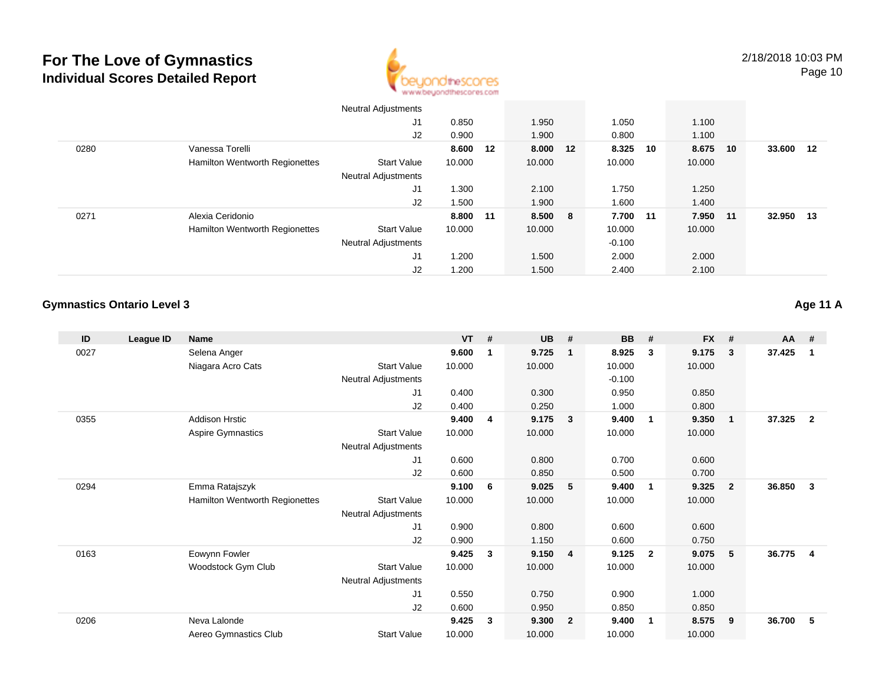# For The Love of Gymnastics
## Individual Scores Detailed Report

2/18/2018 10:03 PM

| ID | League ID | Name | | VT | # | UB | # | BB | # | FX | # | AA | # |
|---|---|---|---|---|---|---|---|---|---|---|---|---|---|
| | | | Neutral Adjustments | | | | | | | | | | |
| | | | J1 | 0.850 | | 1.950 | | 1.050 | | 1.100 | | | |
| | | | J2 | 0.900 | | 1.900 | | 0.800 | | 1.100 | | | |
| 0280 | | Vanessa Torelli | | **8.600** | **12** | **8.000** | **12** | **8.325** | **10** | **8.675** | **10** | **33.600** | **12** |
| | | Hamilton Wentworth Regionettes | Start Value | 10.000 | | 10.000 | | 10.000 | | 10.000 | | | |
| | | | Neutral Adjustments | | | | | | | | | | |
| | | | J1 | 1.300 | | 2.100 | | 1.750 | | 1.250 | | | |
| | | | J2 | 1.500 | | 1.900 | | 1.600 | | 1.400 | | | |
| 0271 | | Alexia Ceridonio | | **8.800** | **11** | **8.500** | **8** | **7.700** | **11** | **7.950** | **11** | **32.950** | **13** |
| | | Hamilton Wentworth Regionettes | Start Value | 10.000 | | 10.000 | | 10.000 | | 10.000 | | | |
| | | | Neutral Adjustments | | | | | -0.100 | | | | | |
| | | | J1 | 1.200 | | 1.500 | | 2.000 | | 2.000 | | | |
| | | | J2 | 1.200 | | 1.500 | | 2.400 | | 2.100 | | | |

### Gymnastics Ontario Level 3

**Age 11 A**

| ID | League ID | Name | | VT | # | UB | # | BB | # | FX | # | AA | # |
|---|---|---|---|---|---|---|---|---|---|---|---|---|---|
| 0027 | | Selena Anger | | **9.600** | **1** | **9.725** | **1** | **8.925** | **3** | **9.175** | **3** | **37.425** | **1** |
| | | Niagara Acro Cats | Start Value | 10.000 | | 10.000 | | 10.000 | | 10.000 | | | |
| | | | Neutral Adjustments | | | | | -0.100 | | | | | |
| | | | J1 | 0.400 | | 0.300 | | 0.950 | | 0.850 | | | |
| | | | J2 | 0.400 | | 0.250 | | 1.000 | | 0.800 | | | |
| 0355 | | Addison Hrstic | | **9.400** | **4** | **9.175** | **3** | **9.400** | **1** | **9.350** | **1** | **37.325** | **2** |
| | | Aspire Gymnastics | Start Value | 10.000 | | 10.000 | | 10.000 | | 10.000 | | | |
| | | | Neutral Adjustments | | | | | | | | | | |
| | | | J1 | 0.600 | | 0.800 | | 0.700 | | 0.600 | | | |
| | | | J2 | 0.600 | | 0.850 | | 0.500 | | 0.700 | | | |
| 0294 | | Emma Ratajszyk | | **9.100** | **6** | **9.025** | **5** | **9.400** | **1** | **9.325** | **2** | **36.850** | **3** |
| | | Hamilton Wentworth Regionettes | Start Value | 10.000 | | 10.000 | | 10.000 | | 10.000 | | | |
| | | | Neutral Adjustments | | | | | | | | | | |
| | | | J1 | 0.900 | | 0.800 | | 0.600 | | 0.600 | | | |
| | | | J2 | 0.900 | | 1.150 | | 0.600 | | 0.750 | | | |
| 0163 | | Eowynn Fowler | | **9.425** | **3** | **9.150** | **4** | **9.125** | **2** | **9.075** | **5** | **36.775** | **4** |
| | | Woodstock Gym Club | Start Value | 10.000 | | 10.000 | | 10.000 | | 10.000 | | | |
| | | | Neutral Adjustments | | | | | | | | | | |
| | | | J1 | 0.550 | | 0.750 | | 0.900 | | 1.000 | | | |
| | | | J2 | 0.600 | | 0.950 | | 0.850 | | 0.850 | | | |
| 0206 | | Neva Lalonde | | **9.425** | **3** | **9.300** | **2** | **9.400** | **1** | **8.575** | **9** | **36.700** | **5** |
| | | Aereo Gymnastics Club | Start Value | 10.000 | | 10.000 | | 10.000 | | 10.000 | | | |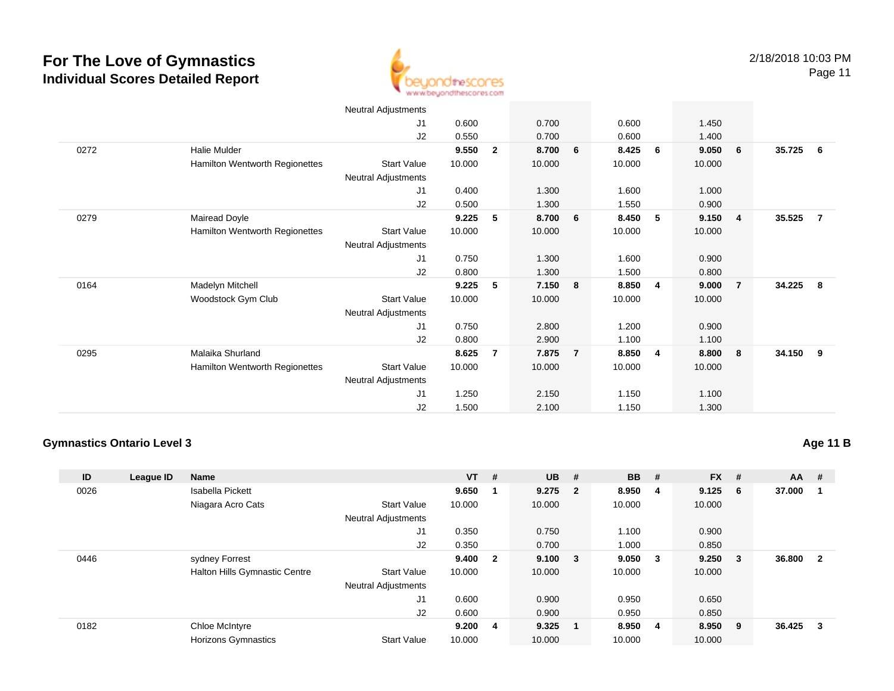# For The Love of Gymnastics
## Individual Scores Detailed Report

| ID | League ID | Name | | VT | # | UB | # | BB | # | FX | # | AA | # |
|---|---|---|---|---|---|---|---|---|---|---|---|---|---|
| | | | Neutral Adjustments | | | | | | | | | | |
| | | | J1 | 0.600 | | 0.700 | | 0.600 | | 1.450 | | | |
| | | | J2 | 0.550 | | 0.700 | | 0.600 | | 1.400 | | | |
| 0272 | | Halie Mulder | | **9.550** | **2** | **8.700** | **6** | **8.425** | **6** | **9.050** | **6** | **35.725** | **6** |
| | | Hamilton Wentworth Regionettes | Start Value | 10.000 | | 10.000 | | 10.000 | | 10.000 | | | |
| | | | Neutral Adjustments | | | | | | | | | | |
| | | | J1 | 0.400 | | 1.300 | | 1.600 | | 1.000 | | | |
| | | | J2 | 0.500 | | 1.300 | | 1.550 | | 0.900 | | | |
| 0279 | | Mairead Doyle | | **9.225** | **5** | **8.700** | **6** | **8.450** | **5** | **9.150** | **4** | **35.525** | **7** |
| | | Hamilton Wentworth Regionettes | Start Value | 10.000 | | 10.000 | | 10.000 | | 10.000 | | | |
| | | | Neutral Adjustments | | | | | | | | | | |
| | | | J1 | 0.750 | | 1.300 | | 1.600 | | 0.900 | | | |
| | | | J2 | 0.800 | | 1.300 | | 1.500 | | 0.800 | | | |
| 0164 | | Madelyn Mitchell | | **9.225** | **5** | **7.150** | **8** | **8.850** | **4** | **9.000** | **7** | **34.225** | **8** |
| | | Woodstock Gym Club | Start Value | 10.000 | | 10.000 | | 10.000 | | 10.000 | | | |
| | | | Neutral Adjustments | | | | | | | | | | |
| | | | J1 | 0.750 | | 2.800 | | 1.200 | | 0.900 | | | |
| | | | J2 | 0.800 | | 2.900 | | 1.100 | | 1.100 | | | |
| 0295 | | Malaika Shurland | | **8.625** | **7** | **7.875** | **7** | **8.850** | **4** | **8.800** | **8** | **34.150** | **9** |
| | | Hamilton Wentworth Regionettes | Start Value | 10.000 | | 10.000 | | 10.000 | | 10.000 | | | |
| | | | Neutral Adjustments | | | | | | | | | | |
| | | | J1 | 1.250 | | 2.150 | | 1.150 | | 1.100 | | | |
| | | | J2 | 1.500 | | 2.100 | | 1.150 | | 1.300 | | | |

### Gymnastics Ontario Level 3 — Age 11 B

| ID | League ID | Name | | VT | # | UB | # | BB | # | FX | # | AA | # |
|---|---|---|---|---|---|---|---|---|---|---|---|---|---|
| 0026 | | Isabella Pickett | | **9.650** | **1** | **9.275** | **2** | **8.950** | **4** | **9.125** | **6** | **37.000** | **1** |
| | | Niagara Acro Cats | Start Value | 10.000 | | 10.000 | | 10.000 | | 10.000 | | | |
| | | | Neutral Adjustments | | | | | | | | | | |
| | | | J1 | 0.350 | | 0.750 | | 1.100 | | 0.900 | | | |
| | | | J2 | 0.350 | | 0.700 | | 1.000 | | 0.850 | | | |
| 0446 | | sydney Forrest | | **9.400** | **2** | **9.100** | **3** | **9.050** | **3** | **9.250** | **3** | **36.800** | **2** |
| | | Halton Hills Gymnastic Centre | Start Value | 10.000 | | 10.000 | | 10.000 | | 10.000 | | | |
| | | | Neutral Adjustments | | | | | | | | | | |
| | | | J1 | 0.600 | | 0.900 | | 0.950 | | 0.650 | | | |
| | | | J2 | 0.600 | | 0.900 | | 0.950 | | 0.850 | | | |
| 0182 | | Chloe McIntyre | | **9.200** | **4** | **9.325** | **1** | **8.950** | **4** | **8.950** | **9** | **36.425** | **3** |
| | | Horizons Gymnastics | Start Value | 10.000 | | 10.000 | | 10.000 | | 10.000 | | | |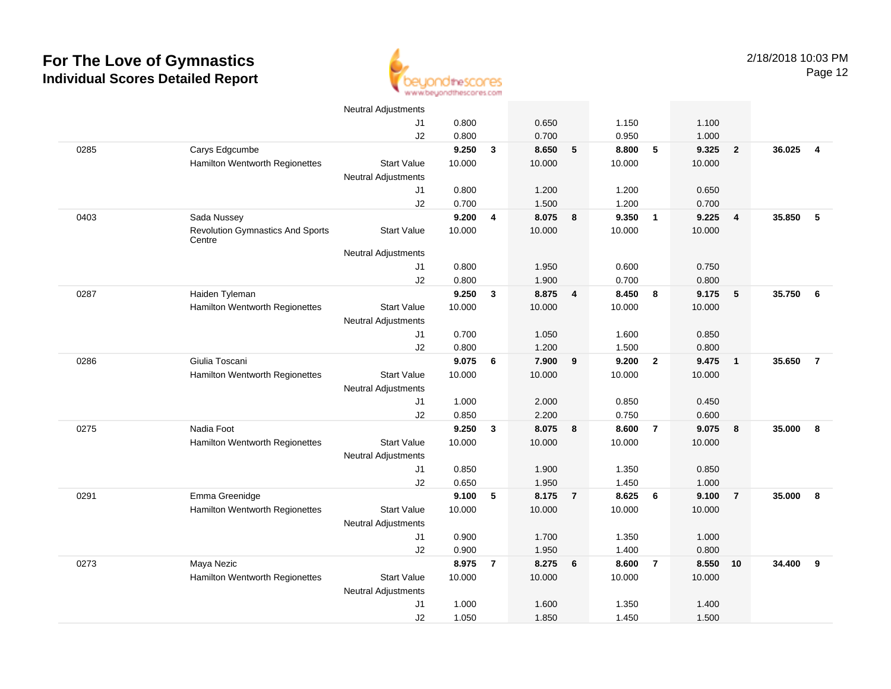# For The Love of Gymnastics
## Individual Scores Detailed Report

2/18/2018 10:03 PM

| # | Name | | Score | Rank | Score | Rank | Score | Rank | Score | Rank | AA | Rank |
|---|---|---|---|---|---|---|---|---|---|---|---|---|
| | | Neutral Adjustments | | | | | | | | | | |
| | | J1 | 0.800 | | 0.650 | | 1.150 | | 1.100 | | | |
| | | J2 | 0.800 | | 0.700 | | 0.950 | | 1.000 | | | |
| 0285 | Carys Edgcumbe | | **9.250** | **3** | **8.650** | **5** | **8.800** | **5** | **9.325** | **2** | **36.025** | **4** |
| | Hamilton Wentworth Regionettes | Start Value | 10.000 | | 10.000 | | 10.000 | | 10.000 | | | |
| | | Neutral Adjustments | | | | | | | | | | |
| | | J1 | 0.800 | | 1.200 | | 1.200 | | 0.650 | | | |
| | | J2 | 0.700 | | 1.500 | | 1.200 | | 0.700 | | | |
| 0403 | Sada Nussey | | **9.200** | **4** | **8.075** | **8** | **9.350** | **1** | **9.225** | **4** | **35.850** | **5** |
| | Revolution Gymnastics And Sports Centre | Start Value | 10.000 | | 10.000 | | 10.000 | | 10.000 | | | |
| | | Neutral Adjustments | | | | | | | | | | |
| | | J1 | 0.800 | | 1.950 | | 0.600 | | 0.750 | | | |
| | | J2 | 0.800 | | 1.900 | | 0.700 | | 0.800 | | | |
| 0287 | Haiden Tyleman | | **9.250** | **3** | **8.875** | **4** | **8.450** | **8** | **9.175** | **5** | **35.750** | **6** |
| | Hamilton Wentworth Regionettes | Start Value | 10.000 | | 10.000 | | 10.000 | | 10.000 | | | |
| | | Neutral Adjustments | | | | | | | | | | |
| | | J1 | 0.700 | | 1.050 | | 1.600 | | 0.850 | | | |
| | | J2 | 0.800 | | 1.200 | | 1.500 | | 0.800 | | | |
| 0286 | Giulia Toscani | | **9.075** | **6** | **7.900** | **9** | **9.200** | **2** | **9.475** | **1** | **35.650** | **7** |
| | Hamilton Wentworth Regionettes | Start Value | 10.000 | | 10.000 | | 10.000 | | 10.000 | | | |
| | | Neutral Adjustments | | | | | | | | | | |
| | | J1 | 1.000 | | 2.000 | | 0.850 | | 0.450 | | | |
| | | J2 | 0.850 | | 2.200 | | 0.750 | | 0.600 | | | |
| 0275 | Nadia Foot | | **9.250** | **3** | **8.075** | **8** | **8.600** | **7** | **9.075** | **8** | **35.000** | **8** |
| | Hamilton Wentworth Regionettes | Start Value | 10.000 | | 10.000 | | 10.000 | | 10.000 | | | |
| | | Neutral Adjustments | | | | | | | | | | |
| | | J1 | 0.850 | | 1.900 | | 1.350 | | 0.850 | | | |
| | | J2 | 0.650 | | 1.950 | | 1.450 | | 1.000 | | | |
| 0291 | Emma Greenidge | | **9.100** | **5** | **8.175** | **7** | **8.625** | **6** | **9.100** | **7** | **35.000** | **8** |
| | Hamilton Wentworth Regionettes | Start Value | 10.000 | | 10.000 | | 10.000 | | 10.000 | | | |
| | | Neutral Adjustments | | | | | | | | | | |
| | | J1 | 0.900 | | 1.700 | | 1.350 | | 1.000 | | | |
| | | J2 | 0.900 | | 1.950 | | 1.400 | | 0.800 | | | |
| 0273 | Maya Nezic | | **8.975** | **7** | **8.275** | **6** | **8.600** | **7** | **8.550** | **10** | **34.400** | **9** |
| | Hamilton Wentworth Regionettes | Start Value | 10.000 | | 10.000 | | 10.000 | | 10.000 | | | |
| | | Neutral Adjustments | | | | | | | | | | |
| | | J1 | 1.000 | | 1.600 | | 1.350 | | 1.400 | | | |
| | | J2 | 1.050 | | 1.850 | | 1.450 | | 1.500 | | | |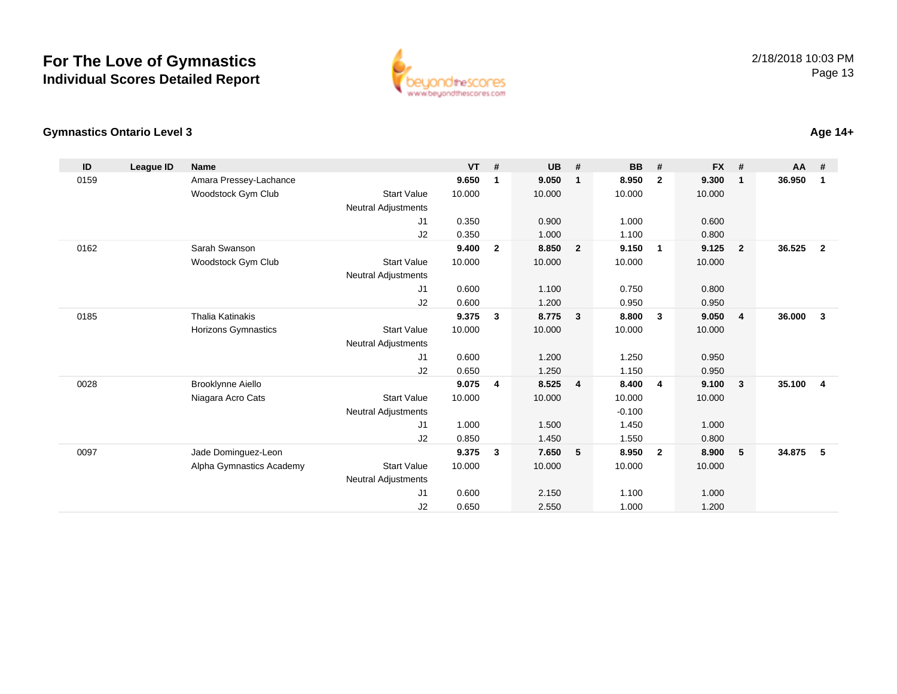# For The Love of Gymnastics
## Individual Scores Detailed Report

2/18/2018 10:03 PM

### Gymnastics Ontario Level 3

**Age 14+**

| ID | League ID | Name | | VT | # | UB | # | BB | # | FX | # | AA | # |
|---|---|---|---|---|---|---|---|---|---|---|---|---|---|
| 0159 | | Amara Pressey-Lachance | | **9.650** | **1** | **9.050** | **1** | **8.950** | **2** | **9.300** | **1** | **36.950** | **1** |
| | | Woodstock Gym Club | Start Value | 10.000 | | 10.000 | | 10.000 | | 10.000 | | | |
| | | | Neutral Adjustments | | | | | | | | | | |
| | | | J1 | 0.350 | | 0.900 | | 1.000 | | 0.600 | | | |
| | | | J2 | 0.350 | | 1.000 | | 1.100 | | 0.800 | | | |
| 0162 | | Sarah Swanson | | **9.400** | **2** | **8.850** | **2** | **9.150** | **1** | **9.125** | **2** | **36.525** | **2** |
| | | Woodstock Gym Club | Start Value | 10.000 | | 10.000 | | 10.000 | | 10.000 | | | |
| | | | Neutral Adjustments | | | | | | | | | | |
| | | | J1 | 0.600 | | 1.100 | | 0.750 | | 0.800 | | | |
| | | | J2 | 0.600 | | 1.200 | | 0.950 | | 0.950 | | | |
| 0185 | | Thalia Katinakis | | **9.375** | **3** | **8.775** | **3** | **8.800** | **3** | **9.050** | **4** | **36.000** | **3** |
| | | Horizons Gymnastics | Start Value | 10.000 | | 10.000 | | 10.000 | | 10.000 | | | |
| | | | Neutral Adjustments | | | | | | | | | | |
| | | | J1 | 0.600 | | 1.200 | | 1.250 | | 0.950 | | | |
| | | | J2 | 0.650 | | 1.250 | | 1.150 | | 0.950 | | | |
| 0028 | | Brooklynne Aiello | | **9.075** | **4** | **8.525** | **4** | **8.400** | **4** | **9.100** | **3** | **35.100** | **4** |
| | | Niagara Acro Cats | Start Value | 10.000 | | 10.000 | | 10.000 | | 10.000 | | | |
| | | | Neutral Adjustments | | | | | -0.100 | | | | | |
| | | | J1 | 1.000 | | 1.500 | | 1.450 | | 1.000 | | | |
| | | | J2 | 0.850 | | 1.450 | | 1.550 | | 0.800 | | | |
| 0097 | | Jade Dominguez-Leon | | **9.375** | **3** | **7.650** | **5** | **8.950** | **2** | **8.900** | **5** | **34.875** | **5** |
| | | Alpha Gymnastics Academy | Start Value | 10.000 | | 10.000 | | 10.000 | | 10.000 | | | |
| | | | Neutral Adjustments | | | | | | | | | | |
| | | | J1 | 0.600 | | 2.150 | | 1.100 | | 1.000 | | | |
| | | | J2 | 0.650 | | 2.550 | | 1.000 | | 1.200 | | | |